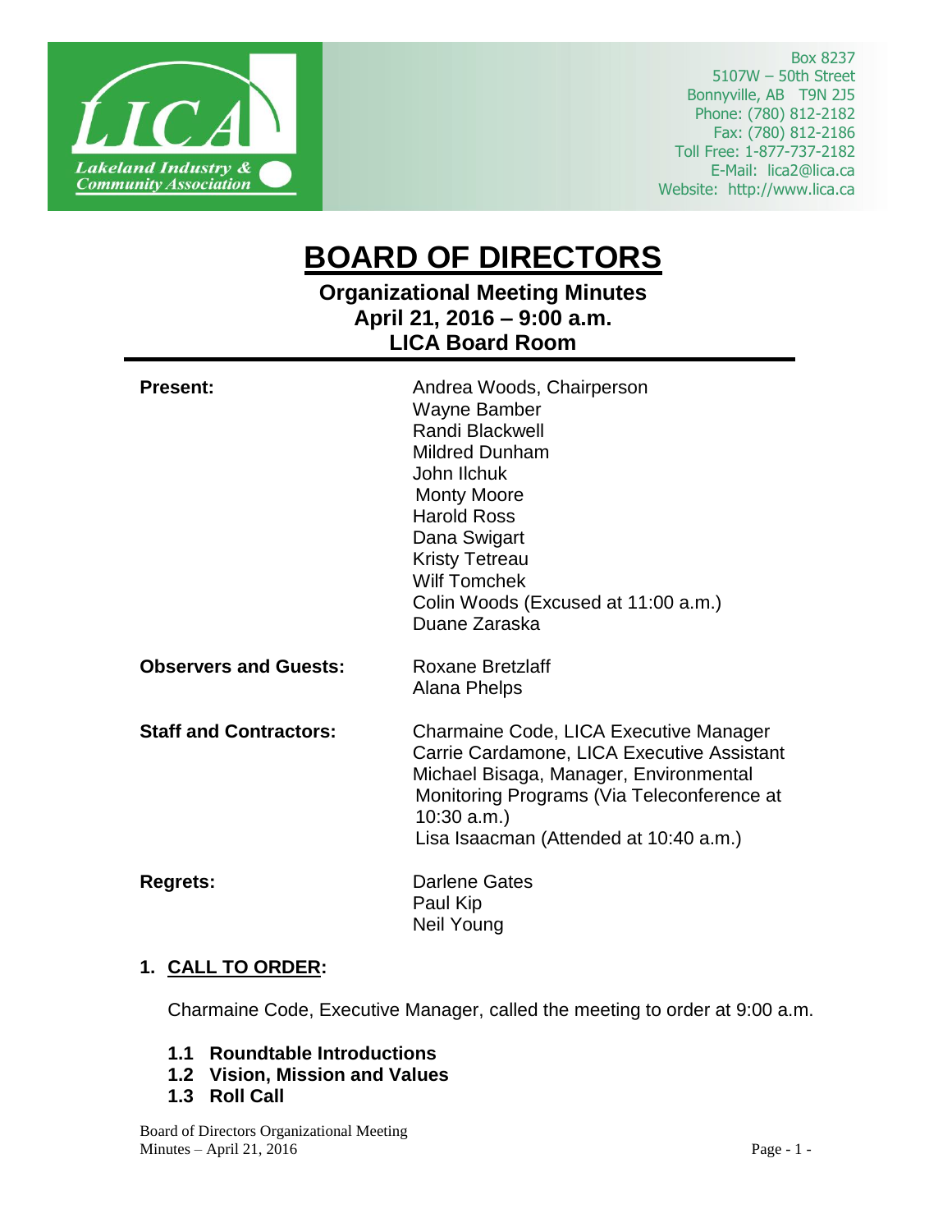Lakeland Industry & Community Association (LICA)

Box 8237
5107W – 50th Street
Bonnyville, AB T9N 2J5
Phone: (780) 812-2182
Fax: (780) 812-2186
Toll Free: 1-877-737-2182
E-Mail: lica2@lica.ca
Website: http://www.lica.ca

# BOARD OF DIRECTORS

## Organizational Meeting Minutes
## April 21, 2016 – 9:00 a.m.
## LICA Board Room

---

**Present:**

Andrea Woods, Chairperson
Wayne Bamber
Randi Blackwell
Mildred Dunham
John Ilchuk
Monty Moore
Harold Ross
Dana Swigart
Kristy Tetreau
Wilf Tomchek
Colin Woods (Excused at 11:00 a.m.)
Duane Zaraska

**Observers and Guests:**

Roxane Bretzlaff
Alana Phelps

**Staff and Contractors:**

Charmaine Code, LICA Executive Manager
Carrie Cardamone, LICA Executive Assistant
Michael Bisaga, Manager, Environmental Monitoring Programs (Via Teleconference at 10:30 a.m.)
Lisa Isaacman (Attended at 10:40 a.m.)

**Regrets:**

Darlene Gates
Paul Kip
Neil Young

### 1. CALL TO ORDER:

Charmaine Code, Executive Manager, called the meeting to order at 9:00 a.m.

**1.1 Roundtable Introductions**
**1.2 Vision, Mission and Values**
**1.3 Roll Call**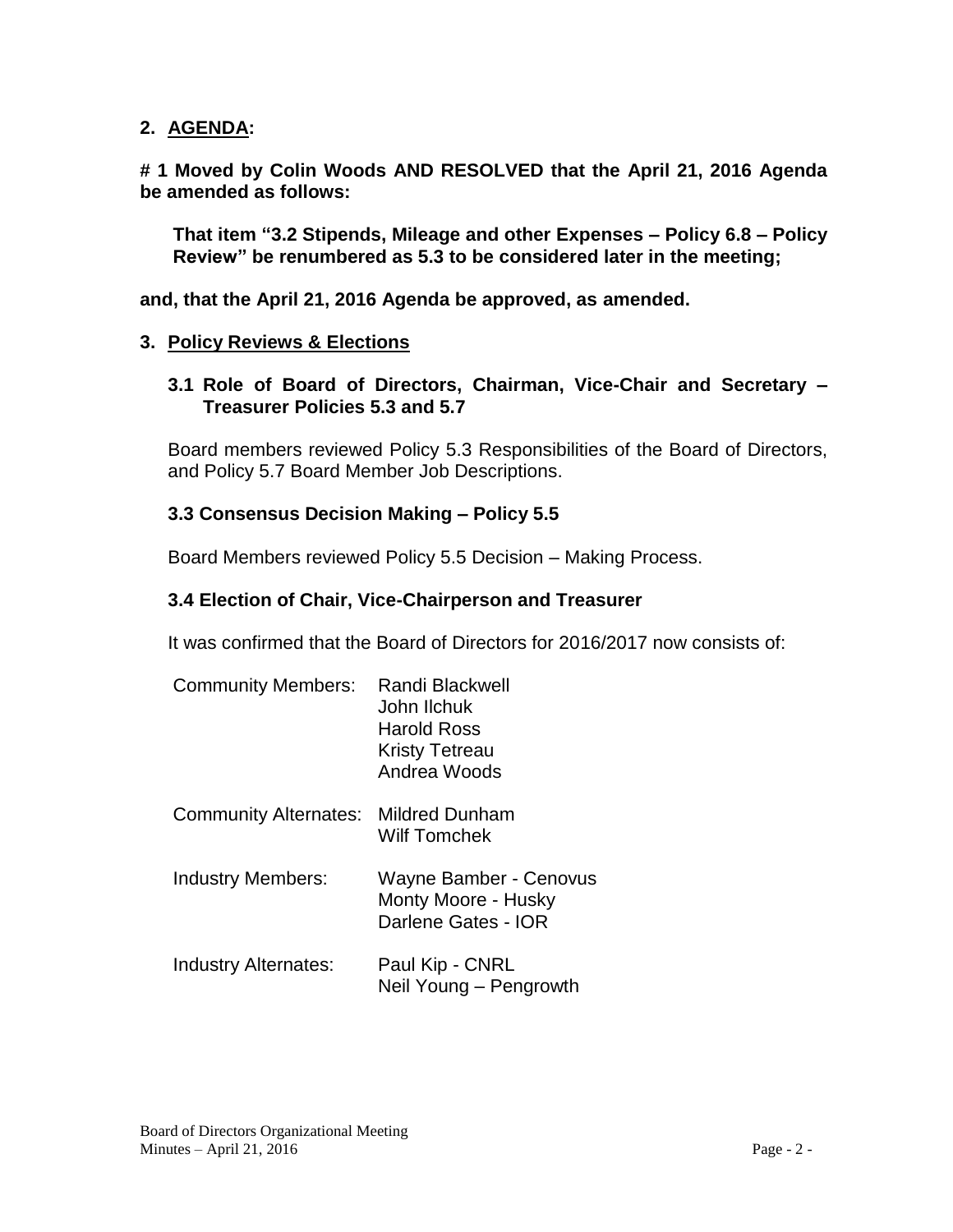## 2. AGENDA:

**# 1 Moved by Colin Woods AND RESOLVED that the April 21, 2016 Agenda be amended as follows:**

> **That item "3.2 Stipends, Mileage and other Expenses – Policy 6.8 – Policy Review" be renumbered as 5.3 to be considered later in the meeting;**

**and, that the April 21, 2016 Agenda be approved, as amended.**

## 3. Policy Reviews & Elections

### 3.1 Role of Board of Directors, Chairman, Vice-Chair and Secretary – Treasurer Policies 5.3 and 5.7

Board members reviewed Policy 5.3 Responsibilities of the Board of Directors, and Policy 5.7 Board Member Job Descriptions.

### 3.3 Consensus Decision Making – Policy 5.5

Board Members reviewed Policy 5.5 Decision – Making Process.

### 3.4 Election of Chair, Vice-Chairperson and Treasurer

It was confirmed that the Board of Directors for 2016/2017 now consists of:

| | |
|---|---|
| Community Members: | Randi Blackwell<br>John Ilchuk<br>Harold Ross<br>Kristy Tetreau<br>Andrea Woods |
| Community Alternates: | Mildred Dunham<br>Wilf Tomchek |
| Industry Members: | Wayne Bamber - Cenovus<br>Monty Moore - Husky<br>Darlene Gates - IOR |
| Industry Alternates: | Paul Kip - CNRL<br>Neil Young – Pengrowth |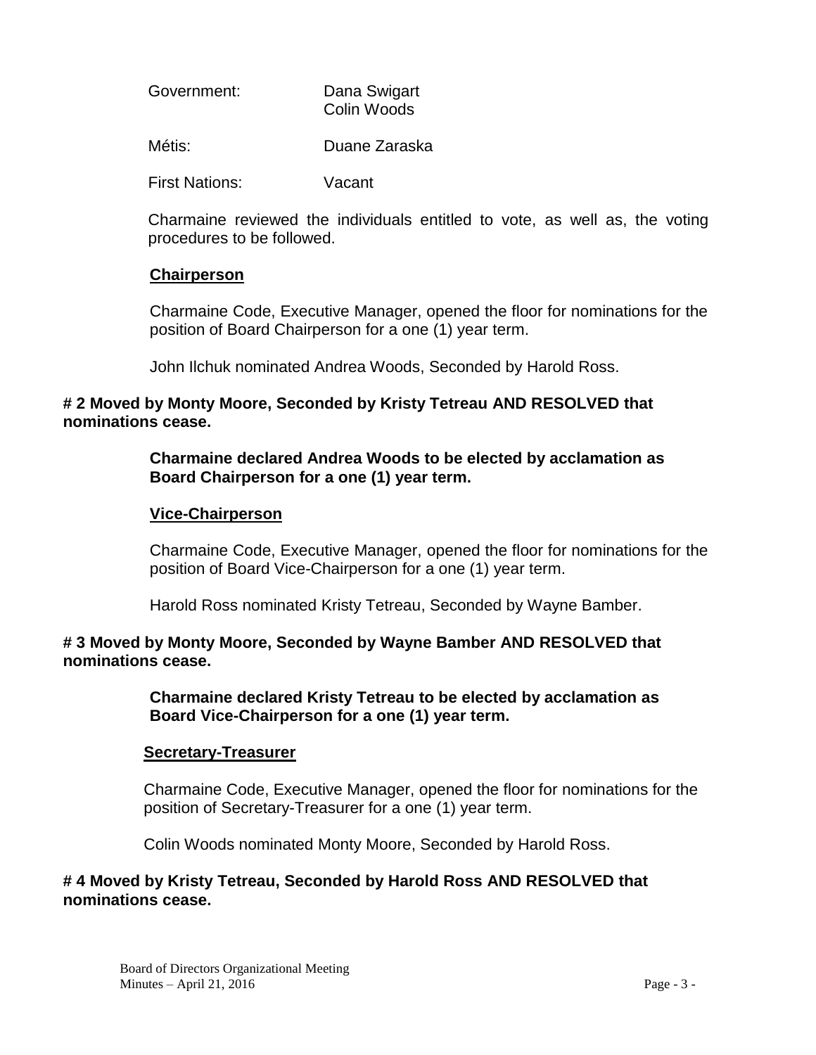| | |
|---|---|
| Government: | Dana Swigart<br>Colin Woods |
| Métis: | Duane Zaraska |
| First Nations: | Vacant |

Charmaine reviewed the individuals entitled to vote, as well as, the voting procedures to be followed.

**<u>Chairperson</u>**

Charmaine Code, Executive Manager, opened the floor for nominations for the position of Board Chairperson for a one (1) year term.

John Ilchuk nominated Andrea Woods, Seconded by Harold Ross.

**# 2 Moved by Monty Moore, Seconded by Kristy Tetreau AND RESOLVED that nominations cease.**

**Charmaine declared Andrea Woods to be elected by acclamation as Board Chairperson for a one (1) year term.**

**<u>Vice-Chairperson</u>**

Charmaine Code, Executive Manager, opened the floor for nominations for the position of Board Vice-Chairperson for a one (1) year term.

Harold Ross nominated Kristy Tetreau, Seconded by Wayne Bamber.

**# 3 Moved by Monty Moore, Seconded by Wayne Bamber AND RESOLVED that nominations cease.**

**Charmaine declared Kristy Tetreau to be elected by acclamation as Board Vice-Chairperson for a one (1) year term.**

**<u>Secretary-Treasurer</u>**

Charmaine Code, Executive Manager, opened the floor for nominations for the position of Secretary-Treasurer for a one (1) year term.

Colin Woods nominated Monty Moore, Seconded by Harold Ross.

**# 4 Moved by Kristy Tetreau, Seconded by Harold Ross AND RESOLVED that nominations cease.**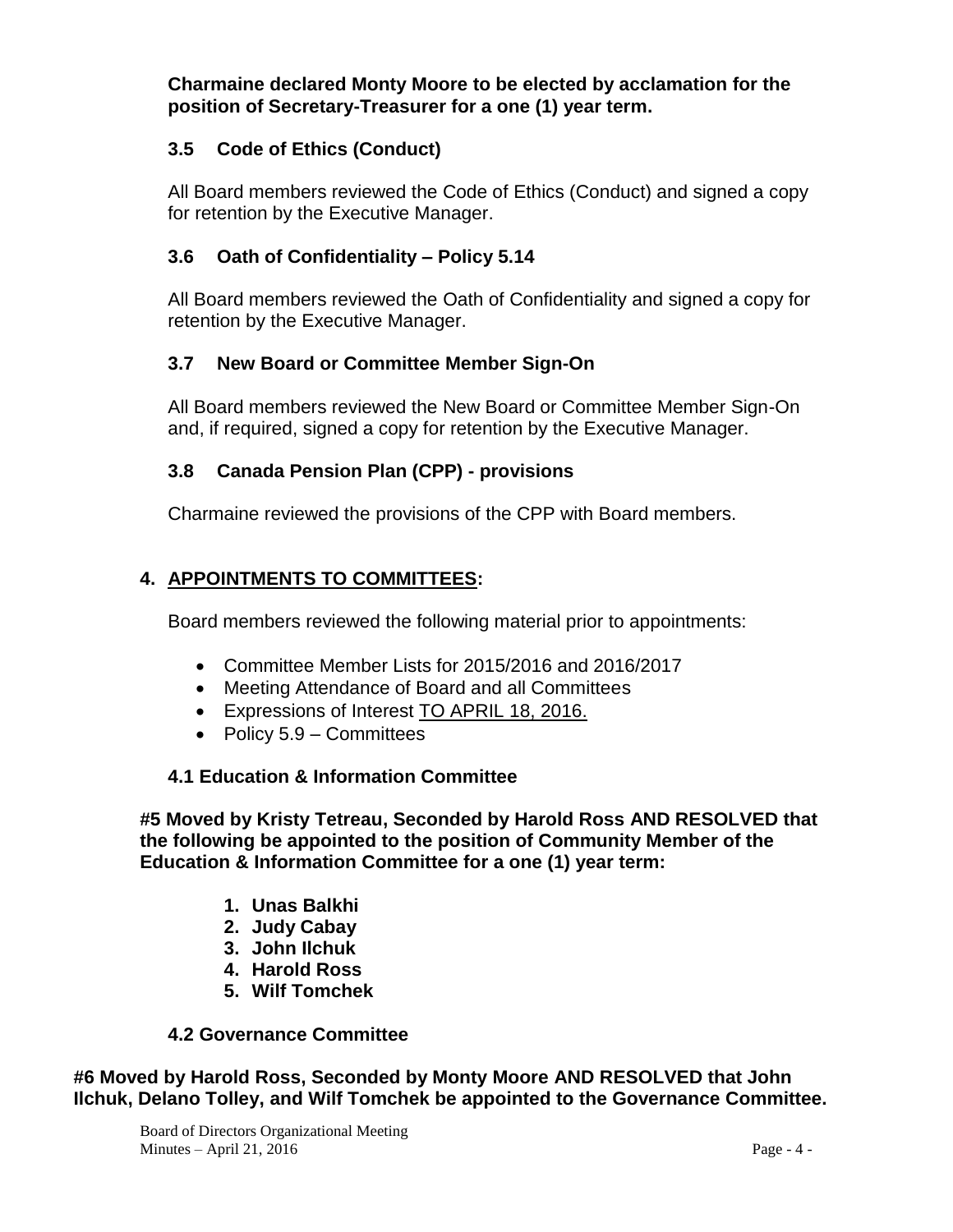**Charmaine declared Monty Moore to be elected by acclamation for the position of Secretary-Treasurer for a one (1) year term.**

### 3.5 Code of Ethics (Conduct)

All Board members reviewed the Code of Ethics (Conduct) and signed a copy for retention by the Executive Manager.

### 3.6 Oath of Confidentiality – Policy 5.14

All Board members reviewed the Oath of Confidentiality and signed a copy for retention by the Executive Manager.

### 3.7 New Board or Committee Member Sign-On

All Board members reviewed the New Board or Committee Member Sign-On and, if required, signed a copy for retention by the Executive Manager.

### 3.8 Canada Pension Plan (CPP) - provisions

Charmaine reviewed the provisions of the CPP with Board members.

## 4. APPOINTMENTS TO COMMITTEES:

Board members reviewed the following material prior to appointments:

- Committee Member Lists for 2015/2016 and 2016/2017
- Meeting Attendance of Board and all Committees
- Expressions of Interest TO APRIL 18, 2016.
- Policy 5.9 – Committees

### 4.1 Education & Information Committee

**#5 Moved by Kristy Tetreau, Seconded by Harold Ross AND RESOLVED that the following be appointed to the position of Community Member of the Education & Information Committee for a one (1) year term:**

1. **Unas Balkhi**
2. **Judy Cabay**
3. **John Ilchuk**
4. **Harold Ross**
5. **Wilf Tomchek**

### 4.2 Governance Committee

**#6 Moved by Harold Ross, Seconded by Monty Moore AND RESOLVED that John Ilchuk, Delano Tolley, and Wilf Tomchek be appointed to the Governance Committee.**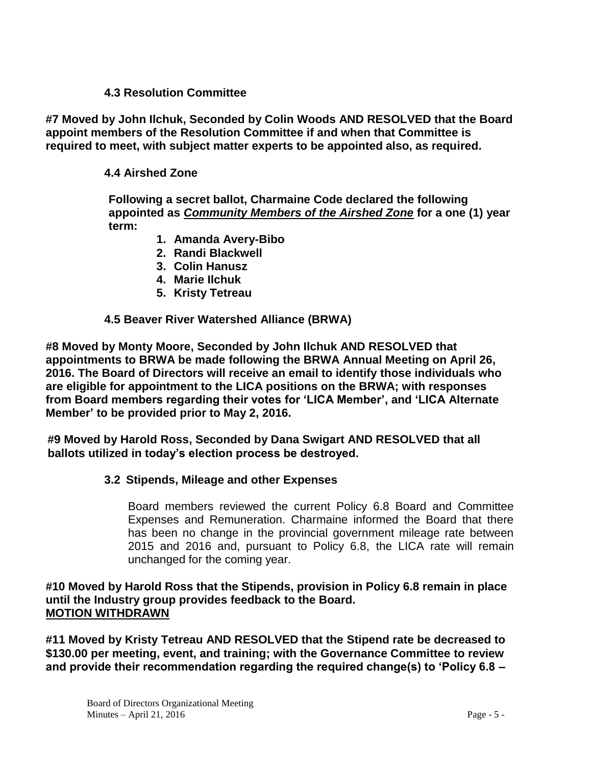### 4.3 Resolution Committee

**#7 Moved by John Ilchuk, Seconded by Colin Woods AND RESOLVED that the Board appoint members of the Resolution Committee if and when that Committee is required to meet, with subject matter experts to be appointed also, as required.**

### 4.4 Airshed Zone

**Following a secret ballot, Charmaine Code declared the following appointed as *Community Members of the Airshed Zone* for a one (1) year term:**

1. **Amanda Avery-Bibo**
2. **Randi Blackwell**
3. **Colin Hanusz**
4. **Marie Ilchuk**
5. **Kristy Tetreau**

### 4.5 Beaver River Watershed Alliance (BRWA)

**#8 Moved by Monty Moore, Seconded by John Ilchuk AND RESOLVED that appointments to BRWA be made following the BRWA Annual Meeting on April 26, 2016. The Board of Directors will receive an email to identify those individuals who are eligible for appointment to the LICA positions on the BRWA; with responses from Board members regarding their votes for 'LICA Member', and 'LICA Alternate Member' to be provided prior to May 2, 2016.**

**#9 Moved by Harold Ross, Seconded by Dana Swigart AND RESOLVED that all ballots utilized in today's election process be destroyed.**

### 3.2 Stipends, Mileage and other Expenses

Board members reviewed the current Policy 6.8 Board and Committee Expenses and Remuneration. Charmaine informed the Board that there has been no change in the provincial government mileage rate between 2015 and 2016 and, pursuant to Policy 6.8, the LICA rate will remain unchanged for the coming year.

**#10 Moved by Harold Ross that the Stipends, provision in Policy 6.8 remain in place until the Industry group provides feedback to the Board.**
**MOTION WITHDRAWN**

**#11 Moved by Kristy Tetreau AND RESOLVED that the Stipend rate be decreased to $130.00 per meeting, event, and training; with the Governance Committee to review and provide their recommendation regarding the required change(s) to 'Policy 6.8 –**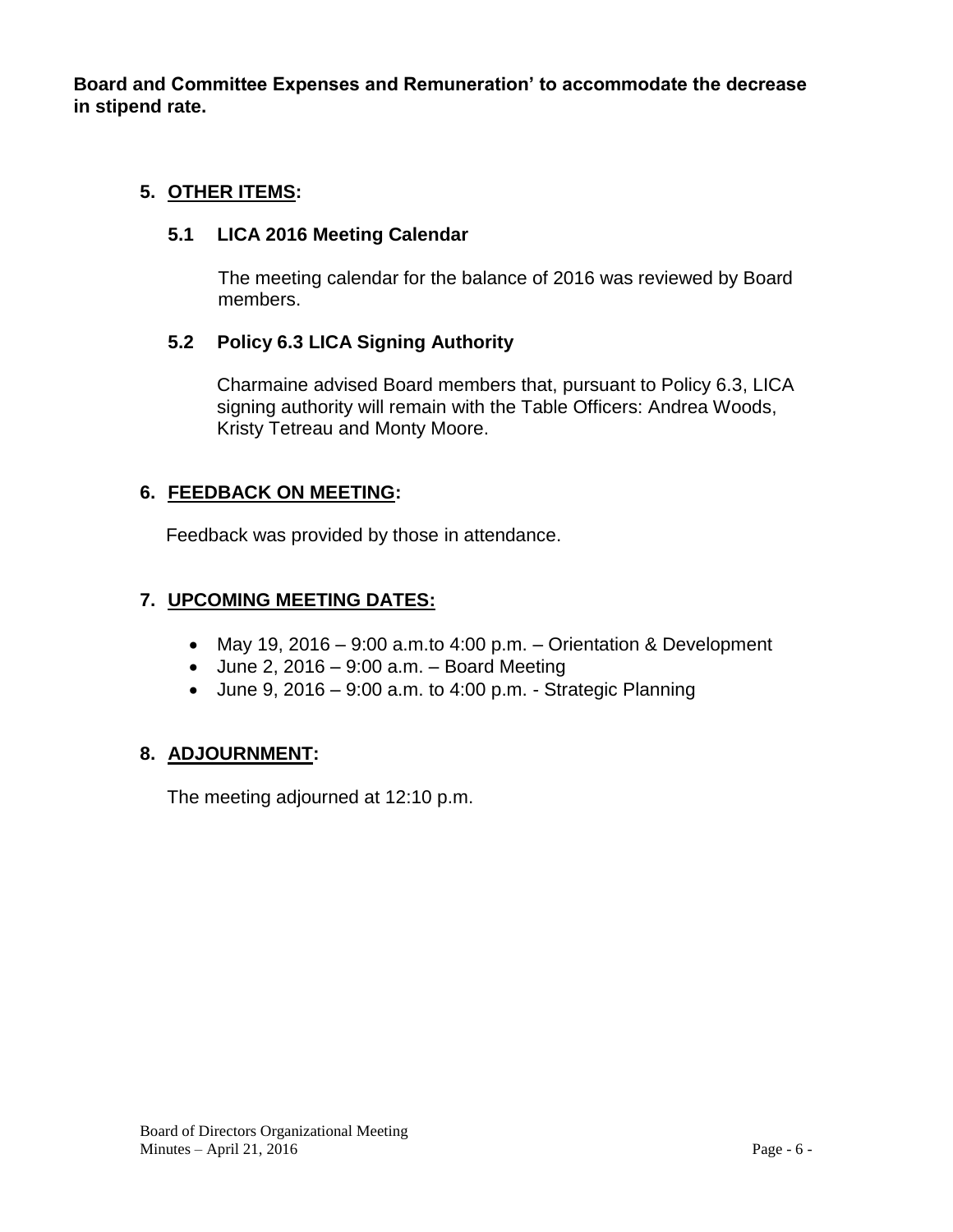**Board and Committee Expenses and Remuneration' to accommodate the decrease in stipend rate.**

## 5. OTHER ITEMS:

### 5.1 LICA 2016 Meeting Calendar

The meeting calendar for the balance of 2016 was reviewed by Board members.

### 5.2 Policy 6.3 LICA Signing Authority

Charmaine advised Board members that, pursuant to Policy 6.3, LICA signing authority will remain with the Table Officers: Andrea Woods, Kristy Tetreau and Monty Moore.

## 6. FEEDBACK ON MEETING:

Feedback was provided by those in attendance.

## 7. UPCOMING MEETING DATES:

- May 19, 2016 – 9:00 a.m.to 4:00 p.m. – Orientation & Development
- June 2, 2016 – 9:00 a.m. – Board Meeting
- June 9, 2016 – 9:00 a.m. to 4:00 p.m. - Strategic Planning

## 8. ADJOURNMENT:

The meeting adjourned at 12:10 p.m.